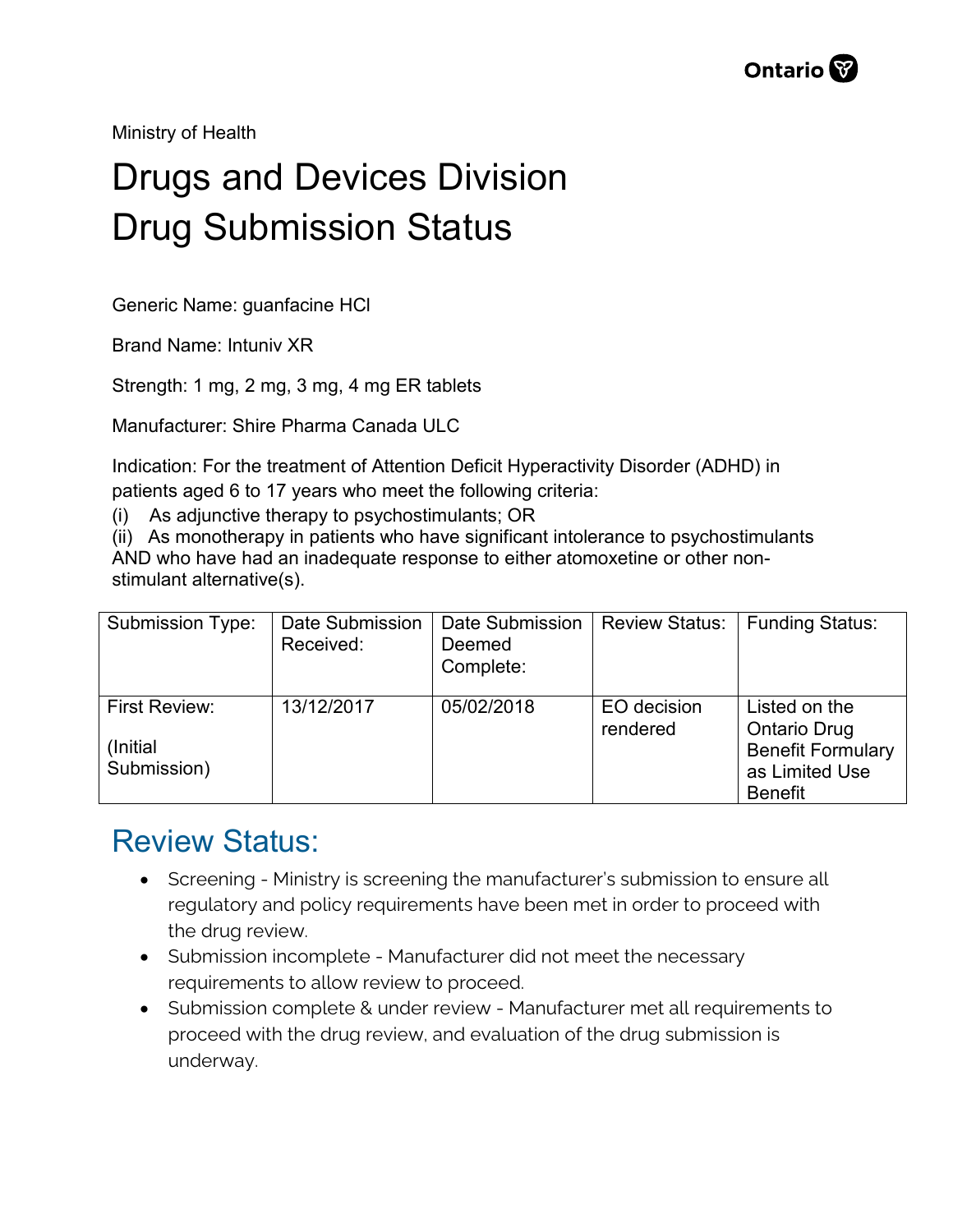Ministry of Health

# Drugs and Devices Division Drug Submission Status

Generic Name: guanfacine HCl

Brand Name: Intuniv XR

Strength: 1 mg, 2 mg, 3 mg, 4 mg ER tablets

Manufacturer: Shire Pharma Canada ULC

Indication: For the treatment of Attention Deficit Hyperactivity Disorder (ADHD) in patients aged 6 to 17 years who meet the following criteria:

(i) As adjunctive therapy to psychostimulants; OR
(ii) As monotherapy in patients who have significant intolerance to psychostimulants AND who have had an inadequate response to either atomoxetine or other non-stimulant alternative(s).

| Submission Type: | Date Submission Received: | Date Submission Deemed Complete: | Review Status: | Funding Status: |
|---|---|---|---|---|
| First Review: (Initial Submission) | 13/12/2017 | 05/02/2018 | EO decision rendered | Listed on the Ontario Drug Benefit Formulary as Limited Use Benefit |

## Review Status:

- Screening - Ministry is screening the manufacturer's submission to ensure all regulatory and policy requirements have been met in order to proceed with the drug review.
- Submission incomplete - Manufacturer did not meet the necessary requirements to allow review to proceed.
- Submission complete & under review - Manufacturer met all requirements to proceed with the drug review, and evaluation of the drug submission is underway.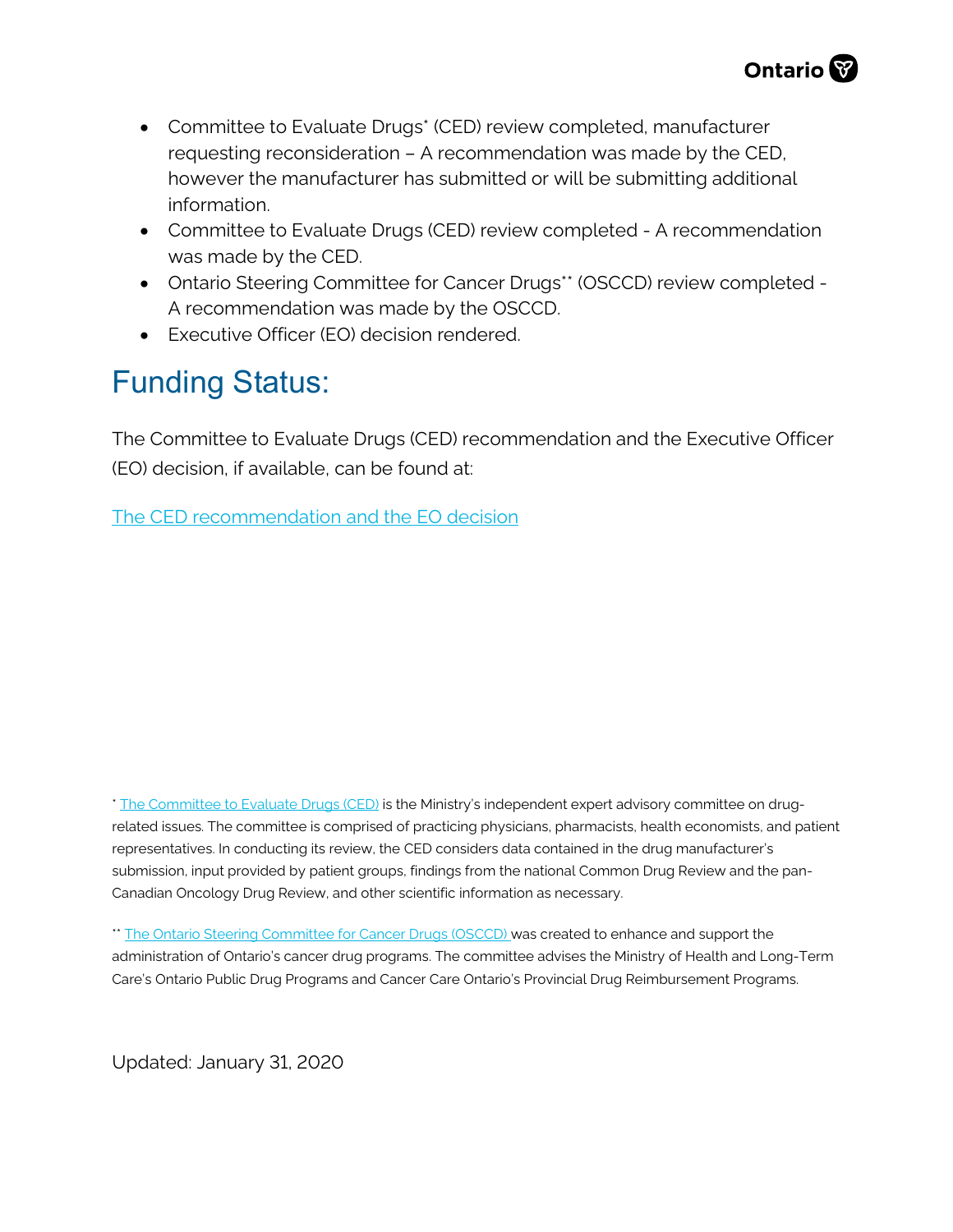- Committee to Evaluate Drugs* (CED) review completed, manufacturer requesting reconsideration – A recommendation was made by the CED, however the manufacturer has submitted or will be submitting additional information.
- Committee to Evaluate Drugs (CED) review completed - A recommendation was made by the CED.
- Ontario Steering Committee for Cancer Drugs** (OSCCD) review completed - A recommendation was made by the OSCCD.
- Executive Officer (EO) decision rendered.

# Funding Status:

The Committee to Evaluate Drugs (CED) recommendation and the Executive Officer (EO) decision, if available, can be found at:

The CED recommendation and the EO decision

* The Committee to Evaluate Drugs (CED) is the Ministry's independent expert advisory committee on drug-related issues. The committee is comprised of practicing physicians, pharmacists, health economists, and patient representatives. In conducting its review, the CED considers data contained in the drug manufacturer's submission, input provided by patient groups, findings from the national Common Drug Review and the pan-Canadian Oncology Drug Review, and other scientific information as necessary.

** The Ontario Steering Committee for Cancer Drugs (OSCCD) was created to enhance and support the administration of Ontario's cancer drug programs. The committee advises the Ministry of Health and Long-Term Care's Ontario Public Drug Programs and Cancer Care Ontario's Provincial Drug Reimbursement Programs.

Updated: January 31, 2020